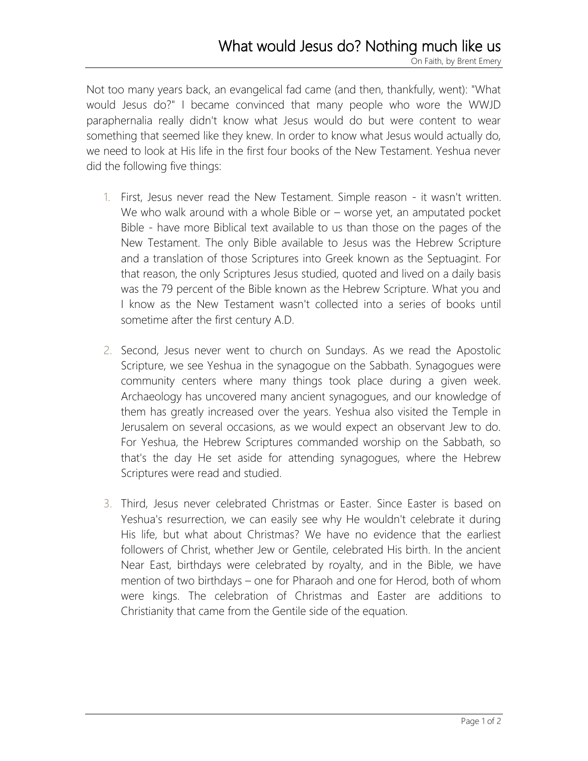# What would Jesus do? Nothing much like us

On Faith, by Brent Emery

Not too many years back, an evangelical fad came (and then, thankfully, went): "What would Jesus do?" I became convinced that many people who wore the WWJD paraphernalia really didn't know what Jesus would do but were content to wear something that seemed like they knew. In order to know what Jesus would actually do, we need to look at His life in the first four books of the New Testament. Yeshua never did the following five things:

1. First, Jesus never read the New Testament. Simple reason - it wasn't written. We who walk around with a whole Bible or – worse yet, an amputated pocket Bible - have more Biblical text available to us than those on the pages of the New Testament. The only Bible available to Jesus was the Hebrew Scripture and a translation of those Scriptures into Greek known as the Septuagint. For that reason, the only Scriptures Jesus studied, quoted and lived on a daily basis was the 79 percent of the Bible known as the Hebrew Scripture. What you and I know as the New Testament wasn't collected into a series of books until sometime after the first century A.D.

2. Second, Jesus never went to church on Sundays. As we read the Apostolic Scripture, we see Yeshua in the synagogue on the Sabbath. Synagogues were community centers where many things took place during a given week. Archaeology has uncovered many ancient synagogues, and our knowledge of them has greatly increased over the years. Yeshua also visited the Temple in Jerusalem on several occasions, as we would expect an observant Jew to do. For Yeshua, the Hebrew Scriptures commanded worship on the Sabbath, so that's the day He set aside for attending synagogues, where the Hebrew Scriptures were read and studied.

3. Third, Jesus never celebrated Christmas or Easter. Since Easter is based on Yeshua's resurrection, we can easily see why He wouldn't celebrate it during His life, but what about Christmas? We have no evidence that the earliest followers of Christ, whether Jew or Gentile, celebrated His birth. In the ancient Near East, birthdays were celebrated by royalty, and in the Bible, we have mention of two birthdays – one for Pharaoh and one for Herod, both of whom were kings. The celebration of Christmas and Easter are additions to Christianity that came from the Gentile side of the equation.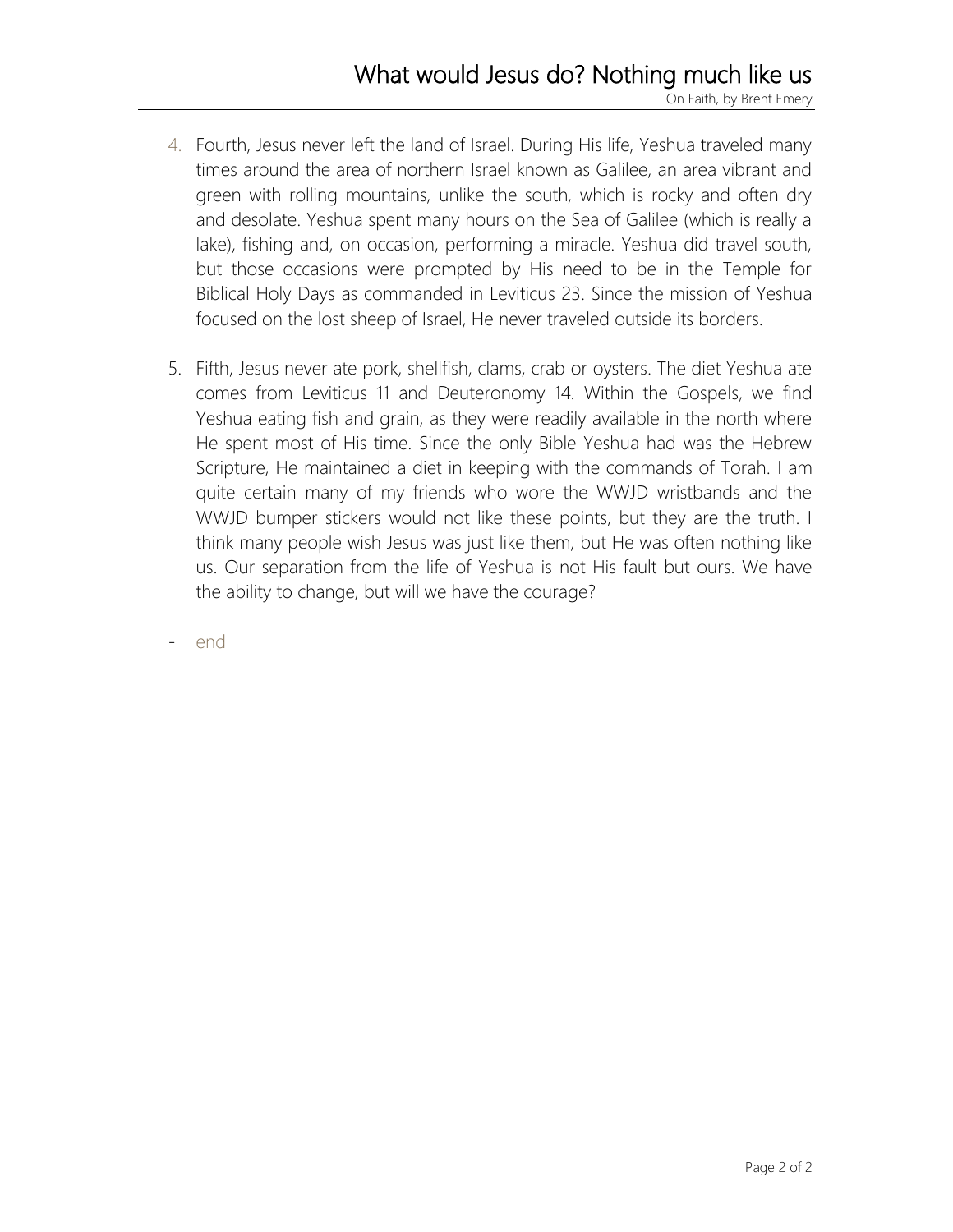4. Fourth, Jesus never left the land of Israel. During His life, Yeshua traveled many times around the area of northern Israel known as Galilee, an area vibrant and green with rolling mountains, unlike the south, which is rocky and often dry and desolate. Yeshua spent many hours on the Sea of Galilee (which is really a lake), fishing and, on occasion, performing a miracle. Yeshua did travel south, but those occasions were prompted by His need to be in the Temple for Biblical Holy Days as commanded in Leviticus 23. Since the mission of Yeshua focused on the lost sheep of Israel, He never traveled outside its borders.

5. Fifth, Jesus never ate pork, shellfish, clams, crab or oysters. The diet Yeshua ate comes from Leviticus 11 and Deuteronomy 14. Within the Gospels, we find Yeshua eating fish and grain, as they were readily available in the north where He spent most of His time. Since the only Bible Yeshua had was the Hebrew Scripture, He maintained a diet in keeping with the commands of Torah. I am quite certain many of my friends who wore the WWJD wristbands and the WWJD bumper stickers would not like these points, but they are the truth. I think many people wish Jesus was just like them, but He was often nothing like us. Our separation from the life of Yeshua is not His fault but ours. We have the ability to change, but will we have the courage?

- end